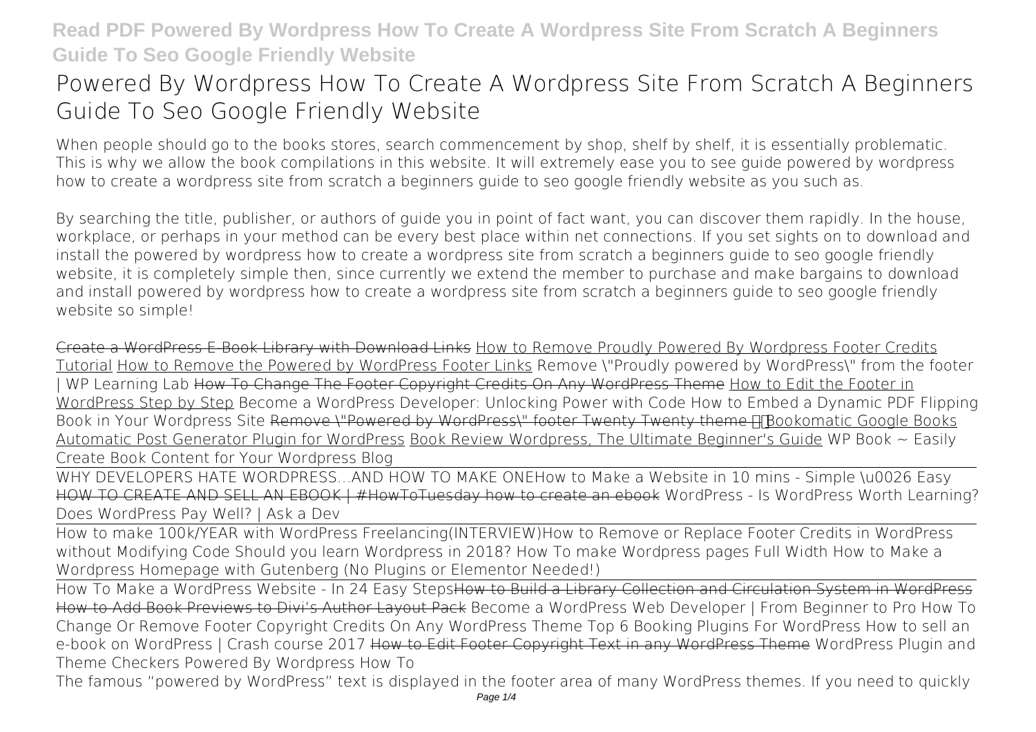# Powered By Wordpress How To Create A Wordpress Site From Scratch A Beginners Guide To Seo Google Friendly Website

When people should go to the books stores, search commencement by shop, shelf by shelf, it is essentially problematic. This is why we allow the book compilations in this website. It will extremely ease you to see guide **powered by wordpress how to create a wordpress site from scratch a beginners guide to seo google friendly website** as you such as.

By searching the title, publisher, or authors of guide you in point of fact want, you can discover them rapidly. In the house, workplace, or perhaps in your method can be every best place within net connections. If you set sights on to download and install the powered by wordpress how to create a wordpress site from scratch a beginners guide to seo google friendly website, it is completely simple then, since currently we extend the member to purchase and make bargains to download and install powered by wordpress how to create a wordpress site from scratch a beginners guide to seo google friendly website so simple!

Create a WordPress E-Book Library with Download Links How to Remove Proudly Powered By Wordpress Footer Credits Tutorial How to Remove the Powered by WordPress Footer Links Remove \"Proudly powered by WordPress\" from the footer | WP Learning Lab How To Change The Footer Copyright Credits On Any WordPress Theme How to Edit the Footer in WordPress Step by Step Become a WordPress Developer: Unlocking Power with Code How to Embed a Dynamic PDF Flipping Book in Your Wordpress Site Remove \"Powered by WordPress\" footer Twenty Twenty theme Bookomatic Google Books Automatic Post Generator Plugin for WordPress Book Review Wordpress, The Ultimate Beginner's Guide WP Book ~ Easily Create Book Content for Your Wordpress Blog

WHY DEVELOPERS HATE WORDPRESS...AND HOW TO MAKE ONE How to Make a Website in 10 mins - Simple \u0026 Easy HOW TO CREATE AND SELL AN EBOOK | #HowToTuesday how to create an ebook WordPress - Is WordPress Worth Learning? Does WordPress Pay Well? | Ask a Dev

How to make 100k/YEAR with WordPress Freelancing(INTERVIEW) How to Remove or Replace Footer Credits in WordPress without Modifying Code Should you learn Wordpress in 2018? How To make Wordpress pages Full Width How to Make a Wordpress Homepage with Gutenberg (No Plugins or Elementor Needed!)

How To Make a WordPress Website - In 24 Easy Steps How to Build a Library Collection and Circulation System in WordPress How to Add Book Previews to Divi's Author Layout Pack Become a WordPress Web Developer | From Beginner to Pro How To Change Or Remove Footer Copyright Credits On Any WordPress Theme Top 6 Booking Plugins For WordPress How to sell an e-book on WordPress | Crash course 2017 How to Edit Footer Copyright Text in any WordPress Theme WordPress Plugin and Theme Checkers Powered By Wordpress How To

The famous "powered by WordPress" text is displayed in the footer area of many WordPress themes. If you need to quickly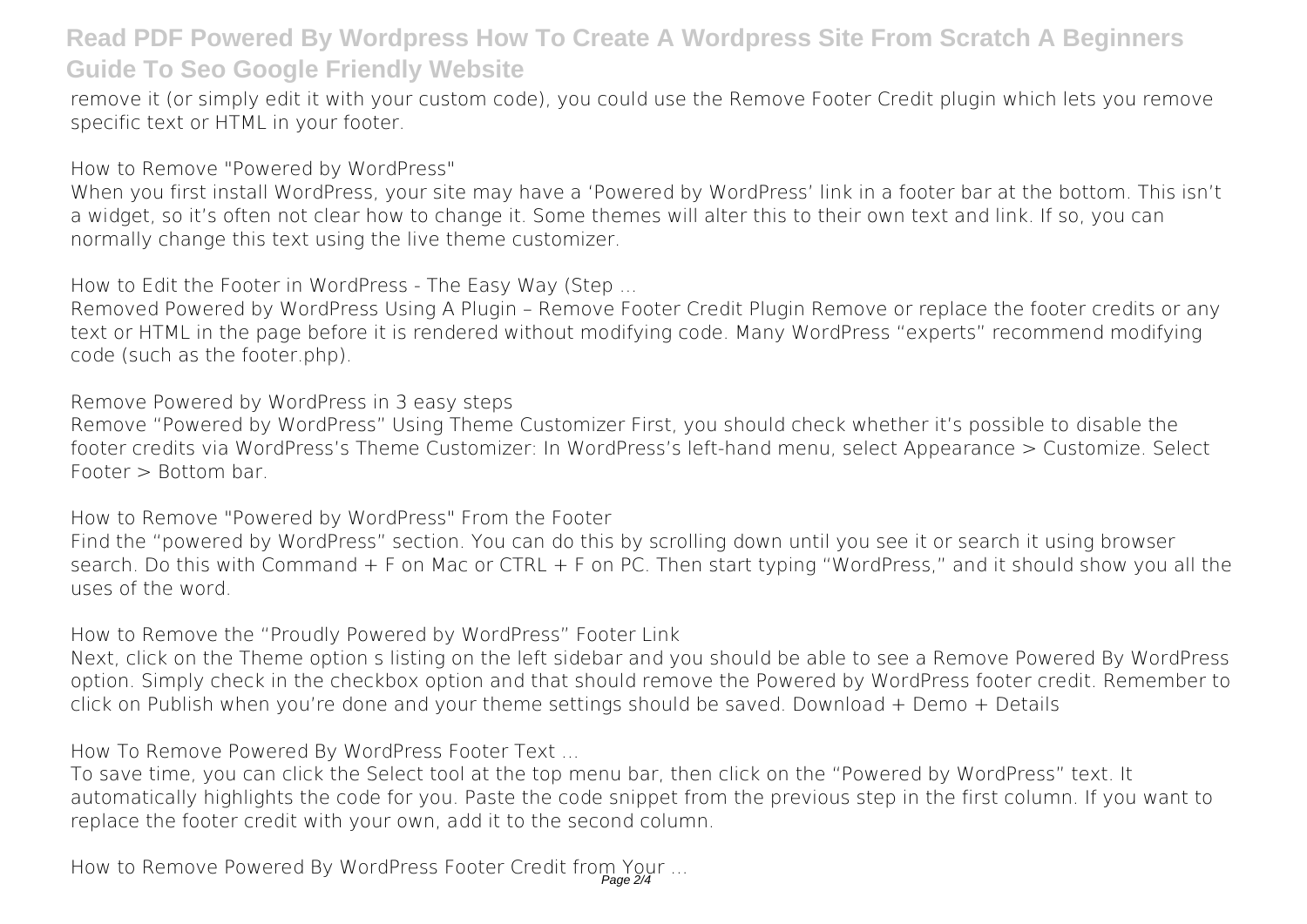remove it (or simply edit it with your custom code), you could use the Remove Footer Credit plugin which lets you remove specific text or HTML in your footer.

**How to Remove "Powered by WordPress"**

When you first install WordPress, your site may have a 'Powered by WordPress' link in a footer bar at the bottom. This isn't a widget, so it's often not clear how to change it. Some themes will alter this to their own text and link. If so, you can normally change this text using the live theme customizer.

**How to Edit the Footer in WordPress - The Easy Way (Step ...**

Removed Powered by WordPress Using A Plugin – Remove Footer Credit Plugin Remove or replace the footer credits or any text or HTML in the page before it is rendered without modifying code. Many WordPress "experts" recommend modifying code (such as the footer.php).

**Remove Powered by WordPress in 3 easy steps**

Remove "Powered by WordPress" Using Theme Customizer First, you should check whether it's possible to disable the footer credits via WordPress's Theme Customizer: In WordPress's left-hand menu, select Appearance > Customize. Select Footer > Bottom bar.

**How to Remove "Powered by WordPress" From the Footer**

Find the "powered by WordPress" section. You can do this by scrolling down until you see it or search it using browser search. Do this with Command + F on Mac or CTRL + F on PC. Then start typing "WordPress," and it should show you all the uses of the word.

**How to Remove the "Proudly Powered by WordPress" Footer Link**

Next, click on the Theme option s listing on the left sidebar and you should be able to see a Remove Powered By WordPress option. Simply check in the checkbox option and that should remove the Powered by WordPress footer credit. Remember to click on Publish when you're done and your theme settings should be saved. Download + Demo + Details

**How To Remove Powered By WordPress Footer Text ...**

To save time, you can click the Select tool at the top menu bar, then click on the "Powered by WordPress" text. It automatically highlights the code for you. Paste the code snippet from the previous step in the first column. If you want to replace the footer credit with your own, add it to the second column.

**How to Remove Powered By WordPress Footer Credit from Your ...**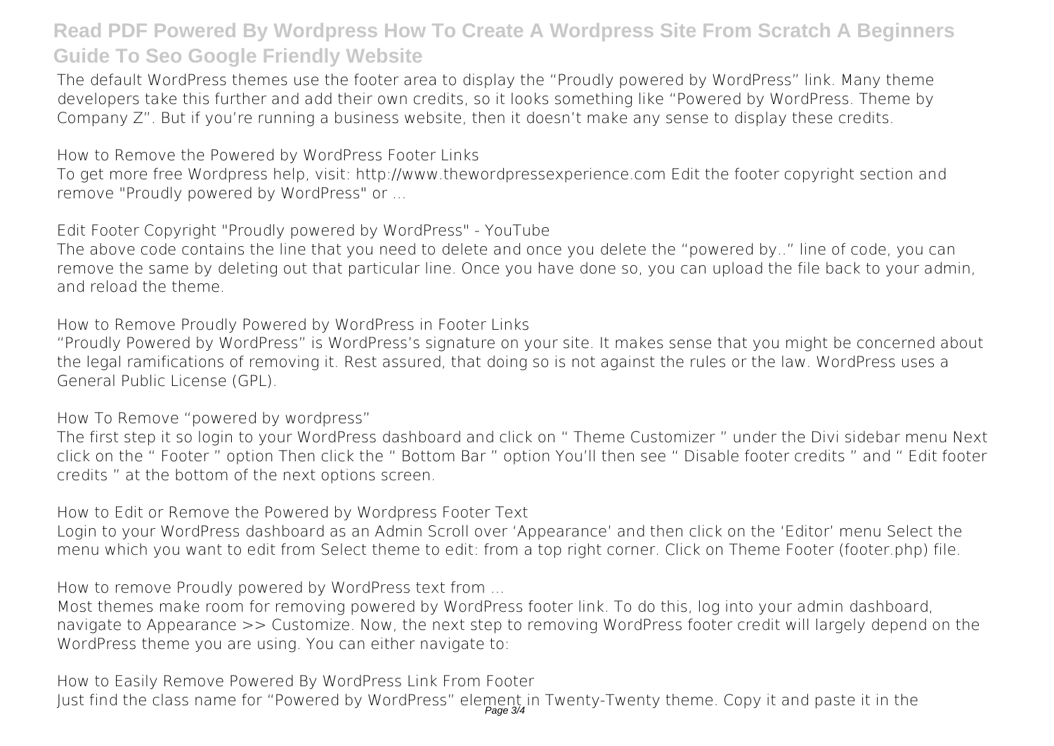The default WordPress themes use the footer area to display the "Proudly powered by WordPress" link. Many theme developers take this further and add their own credits, so it looks something like "Powered by WordPress. Theme by Company Z". But if you're running a business website, then it doesn't make any sense to display these credits.

**How to Remove the Powered by WordPress Footer Links**

To get more free Wordpress help, visit: http://www.thewordpressexperience.com Edit the footer copyright section and remove "Proudly powered by WordPress" or ...

**Edit Footer Copyright "Proudly powered by WordPress" - YouTube**

The above code contains the line that you need to delete and once you delete the "powered by.." line of code, you can remove the same by deleting out that particular line. Once you have done so, you can upload the file back to your admin, and reload the theme.

**How to Remove Proudly Powered by WordPress in Footer Links**

"Proudly Powered by WordPress" is WordPress's signature on your site. It makes sense that you might be concerned about the legal ramifications of removing it. Rest assured, that doing so is not against the rules or the law. WordPress uses a General Public License (GPL).

**How To Remove "powered by wordpress"**

The first step it so login to your WordPress dashboard and click on " Theme Customizer " under the Divi sidebar menu Next click on the " Footer " option Then click the " Bottom Bar " option You'll then see " Disable footer credits " and " Edit footer credits " at the bottom of the next options screen.

**How to Edit or Remove the Powered by Wordpress Footer Text**

Login to your WordPress dashboard as an Admin Scroll over 'Appearance' and then click on the 'Editor' menu Select the menu which you want to edit from Select theme to edit: from a top right corner. Click on Theme Footer (footer.php) file.

**How to remove Proudly powered by WordPress text from ...**

Most themes make room for removing powered by WordPress footer link. To do this, log into your admin dashboard, navigate to Appearance >> Customize. Now, the next step to removing WordPress footer credit will largely depend on the WordPress theme you are using. You can either navigate to:

**How to Easily Remove Powered By WordPress Link From Footer**

Just find the class name for "Powered by WordPress" element in Twenty-Twenty theme. Copy it and paste it in the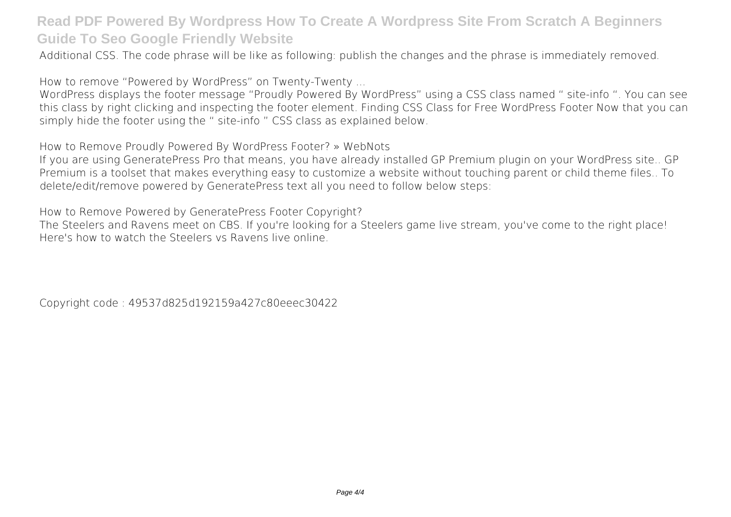Additional CSS. The code phrase will be like as following: publish the changes and the phrase is immediately removed.

How to remove “Powered by WordPress” on Twenty-Twenty ...

WordPress displays the footer message “Proudly Powered By WordPress” using a CSS class named “ site-info ”. You can see this class by right clicking and inspecting the footer element. Finding CSS Class for Free WordPress Footer Now that you can simply hide the footer using the “ site-info ” CSS class as explained below.

How to Remove Proudly Powered By WordPress Footer? » WebNots

If you are using GeneratePress Pro that means, you have already installed GP Premium plugin on your WordPress site.. GP Premium is a toolset that makes everything easy to customize a website without touching parent or child theme files.. To delete/edit/remove powered by GeneratePress text all you need to follow below steps:

How to Remove Powered by GeneratePress Footer Copyright?

The Steelers and Ravens meet on CBS. If you're looking for a Steelers game live stream, you've come to the right place! Here's how to watch the Steelers vs Ravens live online.

Copyright code : 49537d825d192159a427c80eeec30422